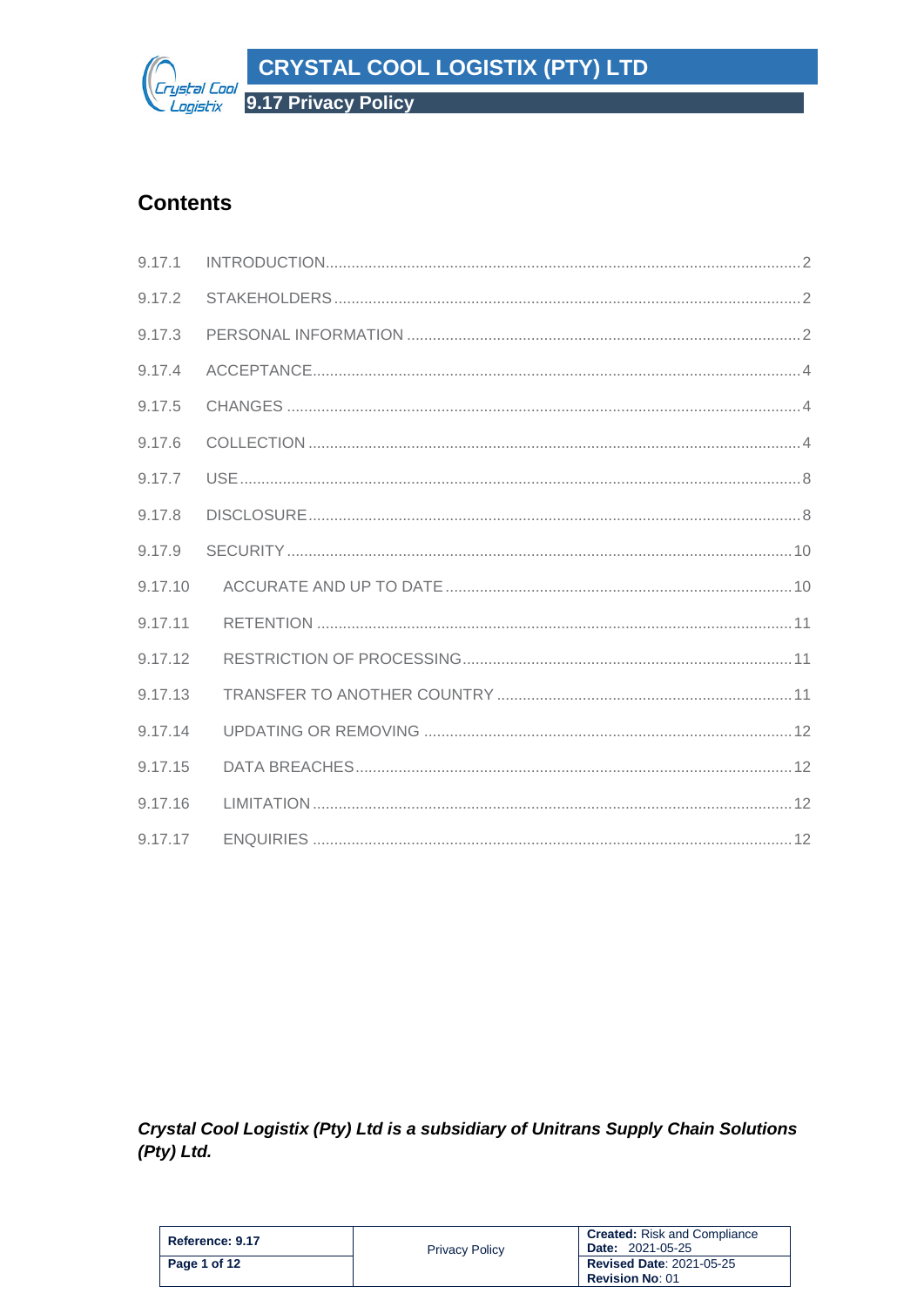## Contents

| | | |
|---|---|---|
| 9.17.1 | INTRODUCTION | 2 |
| 9.17.2 | STAKEHOLDERS | 2 |
| 9.17.3 | PERSONAL INFORMATION | 2 |
| 9.17.4 | ACCEPTANCE | 4 |
| 9.17.5 | CHANGES | 4 |
| 9.17.6 | COLLECTION | 4 |
| 9.17.7 | USE | 8 |
| 9.17.8 | DISCLOSURE | 8 |
| 9.17.9 | SECURITY | 10 |
| 9.17.10 | ACCURATE AND UP TO DATE | 10 |
| 9.17.11 | RETENTION | 11 |
| 9.17.12 | RESTRICTION OF PROCESSING | 11 |
| 9.17.13 | TRANSFER TO ANOTHER COUNTRY | 11 |
| 9.17.14 | UPDATING OR REMOVING | 12 |
| 9.17.15 | DATA BREACHES | 12 |
| 9.17.16 | LIMITATION | 12 |
| 9.17.17 | ENQUIRIES | 12 |

***Crystal Cool Logistix (Pty) Ltd is a subsidiary of Unitrans Supply Chain Solutions (Pty) Ltd.***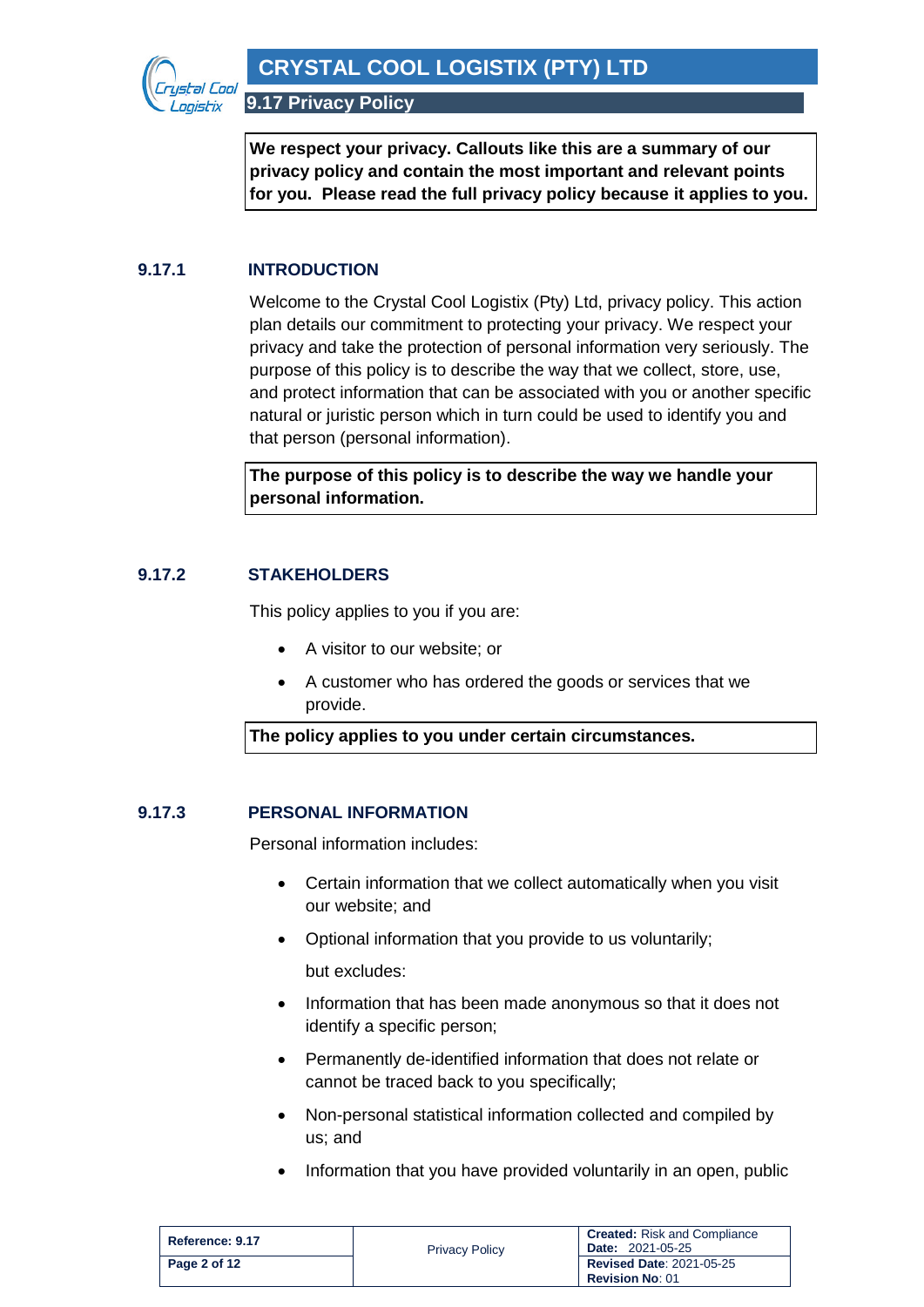**We respect your privacy. Callouts like this are a summary of our privacy policy and contain the most important and relevant points for you. Please read the full privacy policy because it applies to you.**

## 9.17.1 INTRODUCTION

Welcome to the Crystal Cool Logistix (Pty) Ltd, privacy policy. This action plan details our commitment to protecting your privacy. We respect your privacy and take the protection of personal information very seriously. The purpose of this policy is to describe the way that we collect, store, use, and protect information that can be associated with you or another specific natural or juristic person which in turn could be used to identify you and that person (personal information).

**The purpose of this policy is to describe the way we handle your personal information.**

## 9.17.2 STAKEHOLDERS

This policy applies to you if you are:

- A visitor to our website; or
- A customer who has ordered the goods or services that we provide.

**The policy applies to you under certain circumstances.**

## 9.17.3 PERSONAL INFORMATION

Personal information includes:

- Certain information that we collect automatically when you visit our website; and
- Optional information that you provide to us voluntarily;

but excludes:

- Information that has been made anonymous so that it does not identify a specific person;
- Permanently de-identified information that does not relate or cannot be traced back to you specifically;
- Non-personal statistical information collected and compiled by us; and
- Information that you have provided voluntarily in an open, public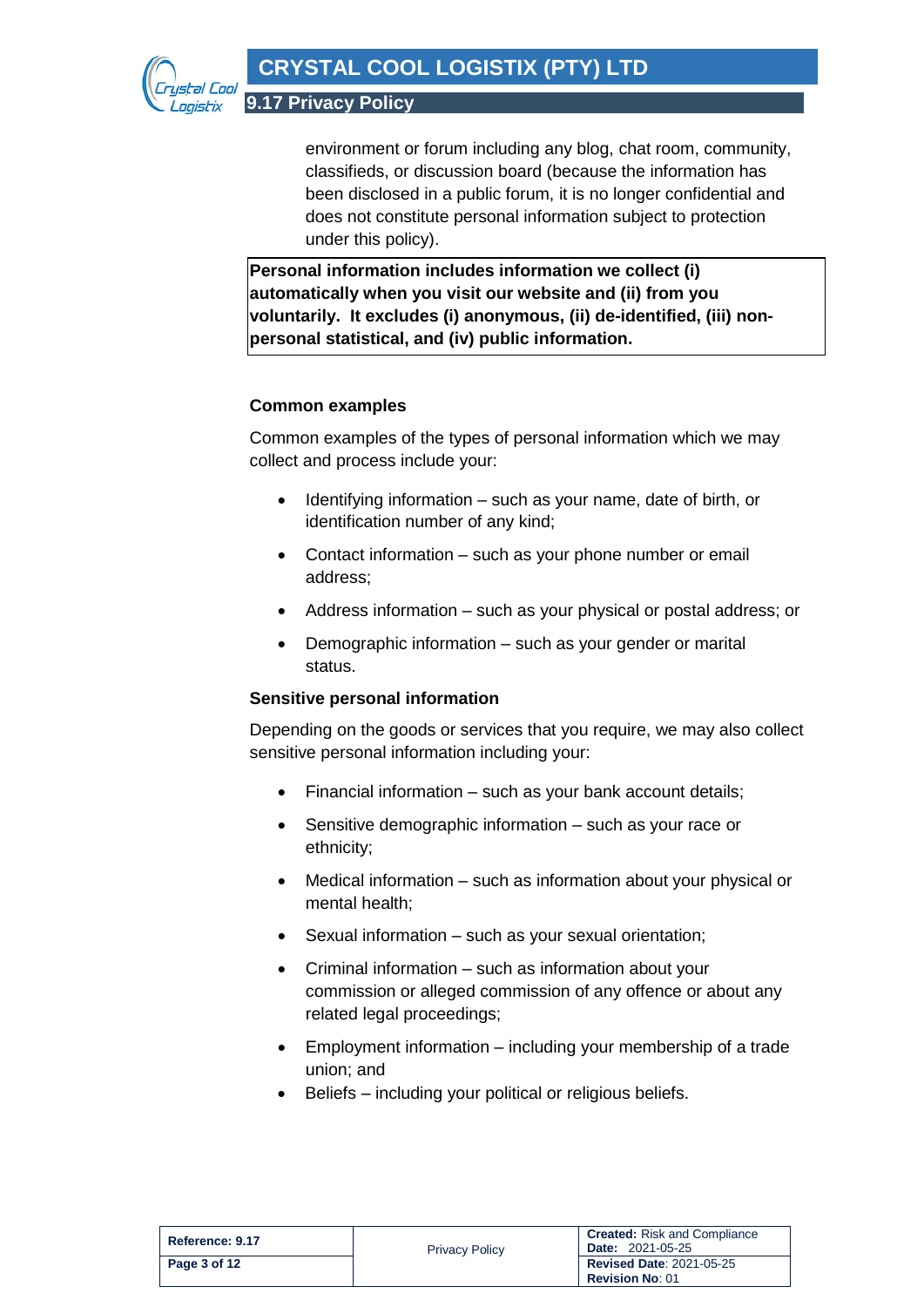environment or forum including any blog, chat room, community, classifieds, or discussion board (because the information has been disclosed in a public forum, it is no longer confidential and does not constitute personal information subject to protection under this policy).

**Personal information includes information we collect (i) automatically when you visit our website and (ii) from you voluntarily. It excludes (i) anonymous, (ii) de-identified, (iii) non-personal statistical, and (iv) public information.**

### Common examples

Common examples of the types of personal information which we may collect and process include your:

- Identifying information – such as your name, date of birth, or identification number of any kind;
- Contact information – such as your phone number or email address;
- Address information – such as your physical or postal address; or
- Demographic information – such as your gender or marital status.

### Sensitive personal information

Depending on the goods or services that you require, we may also collect sensitive personal information including your:

- Financial information – such as your bank account details;
- Sensitive demographic information – such as your race or ethnicity;
- Medical information – such as information about your physical or mental health;
- Sexual information – such as your sexual orientation;
- Criminal information – such as information about your commission or alleged commission of any offence or about any related legal proceedings;
- Employment information – including your membership of a trade union; and
- Beliefs – including your political or religious beliefs.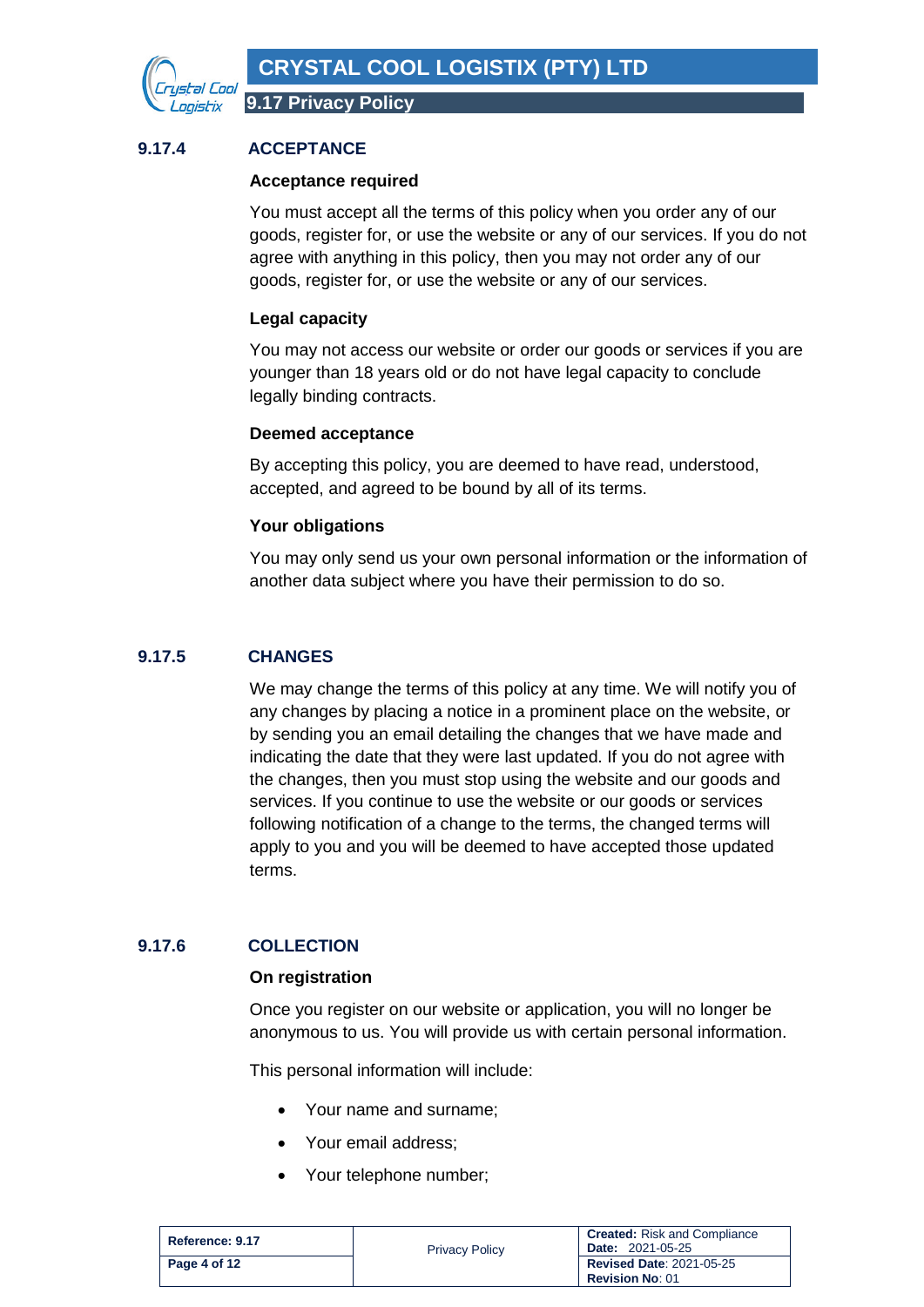## 9.17.4 ACCEPTANCE

**Acceptance required**

You must accept all the terms of this policy when you order any of our goods, register for, or use the website or any of our services. If you do not agree with anything in this policy, then you may not order any of our goods, register for, or use the website or any of our services.

**Legal capacity**

You may not access our website or order our goods or services if you are younger than 18 years old or do not have legal capacity to conclude legally binding contracts.

**Deemed acceptance**

By accepting this policy, you are deemed to have read, understood, accepted, and agreed to be bound by all of its terms.

**Your obligations**

You may only send us your own personal information or the information of another data subject where you have their permission to do so.

## 9.17.5 CHANGES

We may change the terms of this policy at any time. We will notify you of any changes by placing a notice in a prominent place on the website, or by sending you an email detailing the changes that we have made and indicating the date that they were last updated. If you do not agree with the changes, then you must stop using the website and our goods and services. If you continue to use the website or our goods or services following notification of a change to the terms, the changed terms will apply to you and you will be deemed to have accepted those updated terms.

## 9.17.6 COLLECTION

**On registration**

Once you register on our website or application, you will no longer be anonymous to us. You will provide us with certain personal information.

This personal information will include:

- Your name and surname;
- Your email address;
- Your telephone number;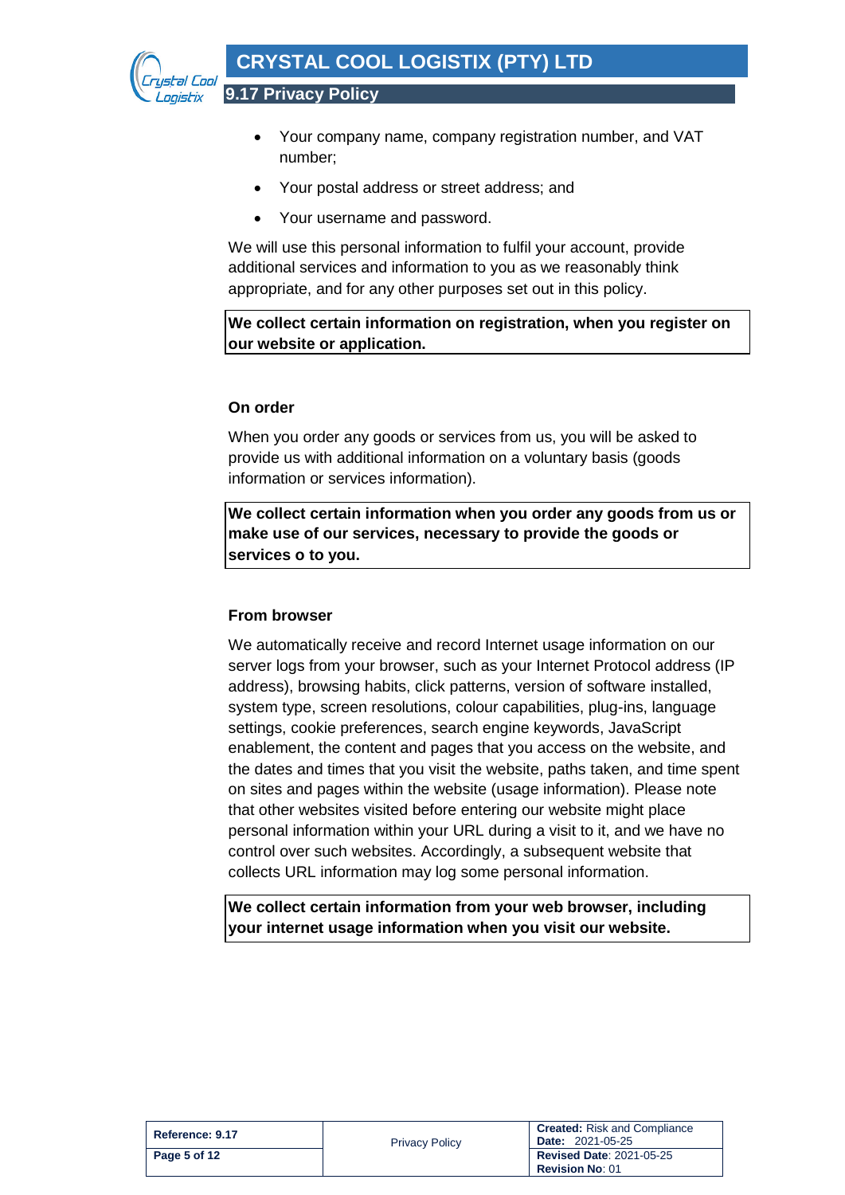- Your company name, company registration number, and VAT number;
- Your postal address or street address; and
- Your username and password.

We will use this personal information to fulfil your account, provide additional services and information to you as we reasonably think appropriate, and for any other purposes set out in this policy.

**We collect certain information on registration, when you register on our website or application.**

**On order**

When you order any goods or services from us, you will be asked to provide us with additional information on a voluntary basis (goods information or services information).

**We collect certain information when you order any goods from us or make use of our services, necessary to provide the goods or services o to you.**

**From browser**

We automatically receive and record Internet usage information on our server logs from your browser, such as your Internet Protocol address (IP address), browsing habits, click patterns, version of software installed, system type, screen resolutions, colour capabilities, plug-ins, language settings, cookie preferences, search engine keywords, JavaScript enablement, the content and pages that you access on the website, and the dates and times that you visit the website, paths taken, and time spent on sites and pages within the website (usage information). Please note that other websites visited before entering our website might place personal information within your URL during a visit to it, and we have no control over such websites. Accordingly, a subsequent website that collects URL information may log some personal information.

**We collect certain information from your web browser, including your internet usage information when you visit our website.**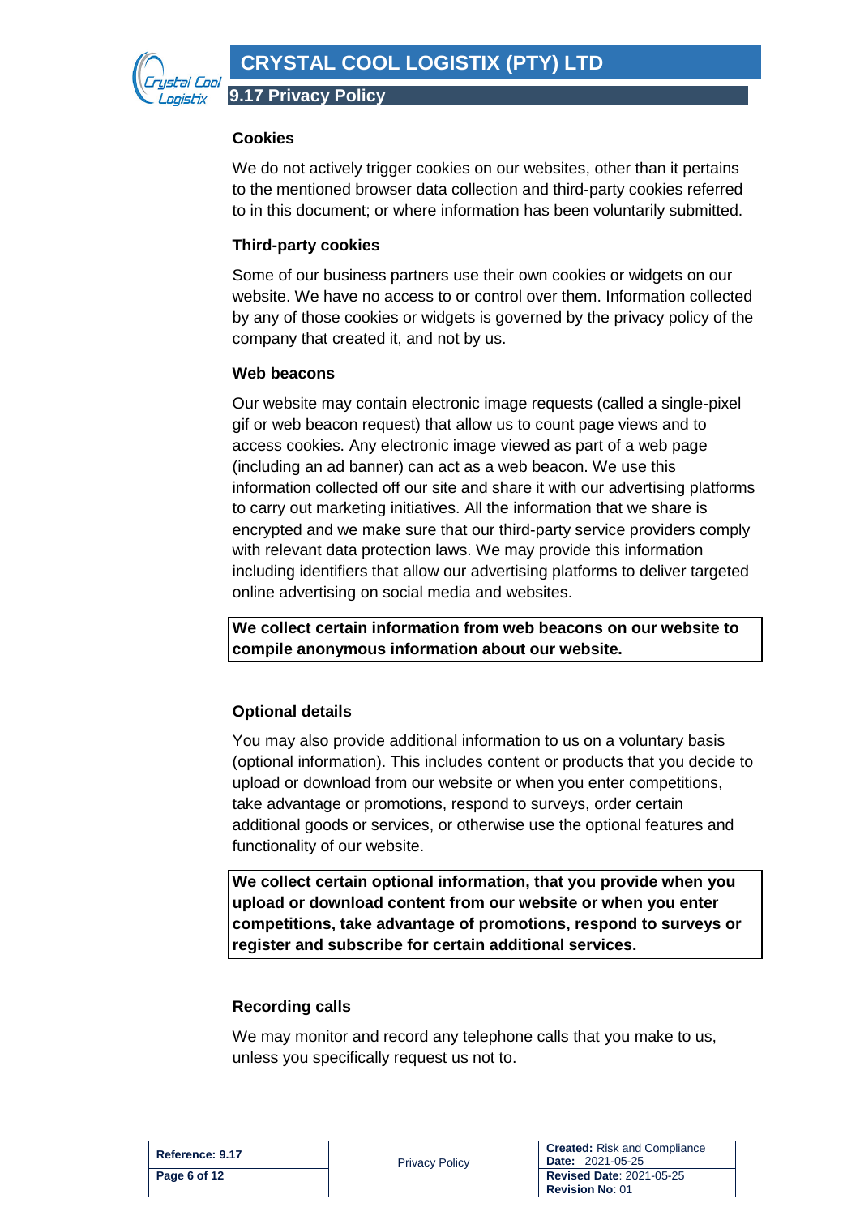### Cookies

We do not actively trigger cookies on our websites, other than it pertains to the mentioned browser data collection and third-party cookies referred to in this document; or where information has been voluntarily submitted.

### Third-party cookies

Some of our business partners use their own cookies or widgets on our website. We have no access to or control over them. Information collected by any of those cookies or widgets is governed by the privacy policy of the company that created it, and not by us.

### Web beacons

Our website may contain electronic image requests (called a single-pixel gif or web beacon request) that allow us to count page views and to access cookies. Any electronic image viewed as part of a web page (including an ad banner) can act as a web beacon. We use this information collected off our site and share it with our advertising platforms to carry out marketing initiatives. All the information that we share is encrypted and we make sure that our third-party service providers comply with relevant data protection laws. We may provide this information including identifiers that allow our advertising platforms to deliver targeted online advertising on social media and websites.

**We collect certain information from web beacons on our website to compile anonymous information about our website.**

### Optional details

You may also provide additional information to us on a voluntary basis (optional information). This includes content or products that you decide to upload or download from our website or when you enter competitions, take advantage or promotions, respond to surveys, order certain additional goods or services, or otherwise use the optional features and functionality of our website.

**We collect certain optional information, that you provide when you upload or download content from our website or when you enter competitions, take advantage of promotions, respond to surveys or register and subscribe for certain additional services.**

### Recording calls

We may monitor and record any telephone calls that you make to us, unless you specifically request us not to.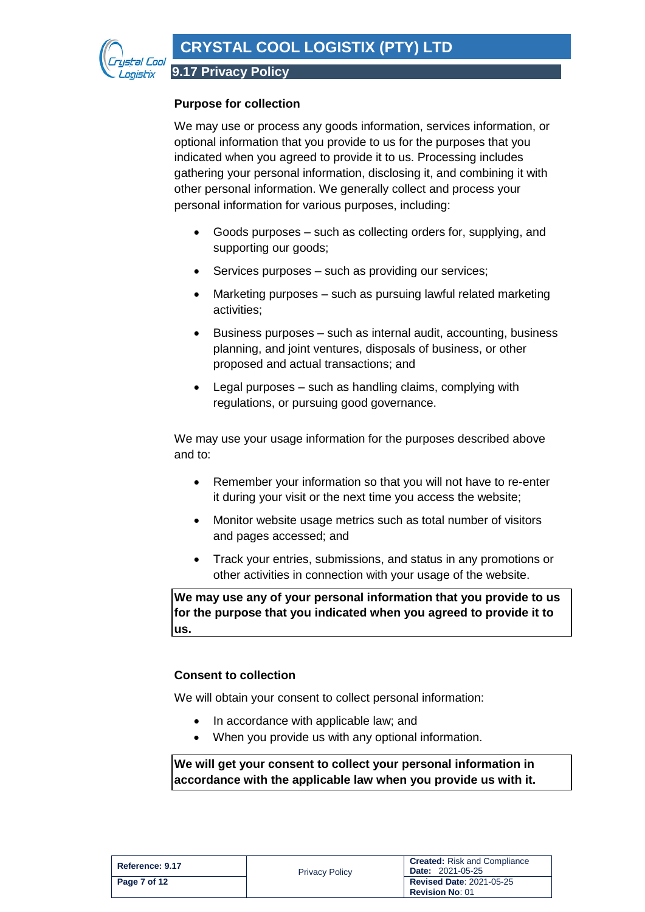### Purpose for collection

We may use or process any goods information, services information, or optional information that you provide to us for the purposes that you indicated when you agreed to provide it to us. Processing includes gathering your personal information, disclosing it, and combining it with other personal information. We generally collect and process your personal information for various purposes, including:

- Goods purposes – such as collecting orders for, supplying, and supporting our goods;
- Services purposes – such as providing our services;
- Marketing purposes – such as pursuing lawful related marketing activities;
- Business purposes – such as internal audit, accounting, business planning, and joint ventures, disposals of business, or other proposed and actual transactions; and
- Legal purposes – such as handling claims, complying with regulations, or pursuing good governance.

We may use your usage information for the purposes described above and to:

- Remember your information so that you will not have to re-enter it during your visit or the next time you access the website;
- Monitor website usage metrics such as total number of visitors and pages accessed; and
- Track your entries, submissions, and status in any promotions or other activities in connection with your usage of the website.

**We may use any of your personal information that you provide to us for the purpose that you indicated when you agreed to provide it to us.**

### Consent to collection

We will obtain your consent to collect personal information:

- In accordance with applicable law; and
- When you provide us with any optional information.

**We will get your consent to collect your personal information in accordance with the applicable law when you provide us with it.**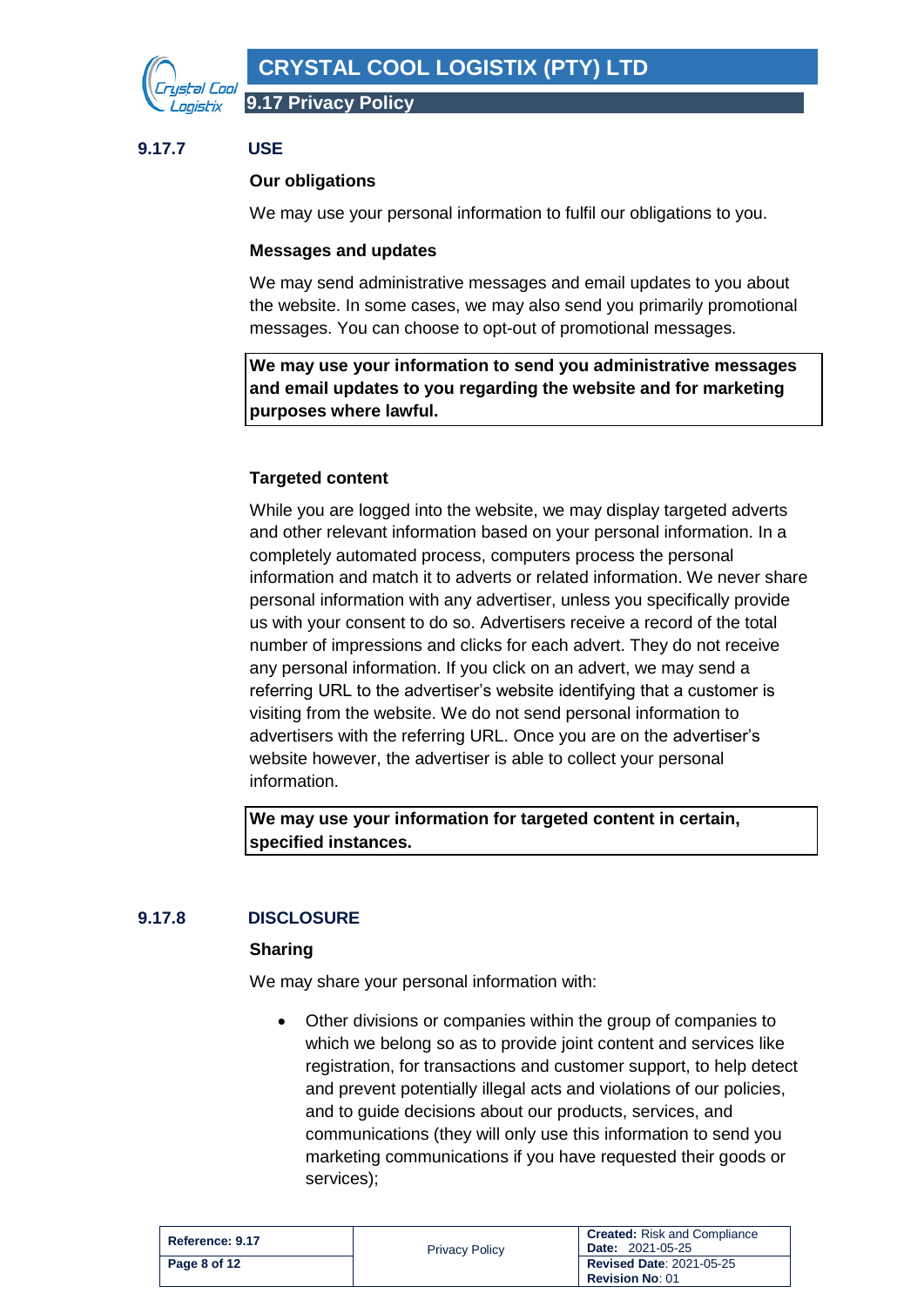## 9.17.7 USE

**Our obligations**

We may use your personal information to fulfil our obligations to you.

**Messages and updates**

We may send administrative messages and email updates to you about the website. In some cases, we may also send you primarily promotional messages. You can choose to opt-out of promotional messages.

> **We may use your information to send you administrative messages and email updates to you regarding the website and for marketing purposes where lawful.**

**Targeted content**

While you are logged into the website, we may display targeted adverts and other relevant information based on your personal information. In a completely automated process, computers process the personal information and match it to adverts or related information. We never share personal information with any advertiser, unless you specifically provide us with your consent to do so. Advertisers receive a record of the total number of impressions and clicks for each advert. They do not receive any personal information. If you click on an advert, we may send a referring URL to the advertiser's website identifying that a customer is visiting from the website. We do not send personal information to advertisers with the referring URL. Once you are on the advertiser's website however, the advertiser is able to collect your personal information.

> **We may use your information for targeted content in certain, specified instances.**

## 9.17.8 DISCLOSURE

**Sharing**

We may share your personal information with:

- Other divisions or companies within the group of companies to which we belong so as to provide joint content and services like registration, for transactions and customer support, to help detect and prevent potentially illegal acts and violations of our policies, and to guide decisions about our products, services, and communications (they will only use this information to send you marketing communications if you have requested their goods or services);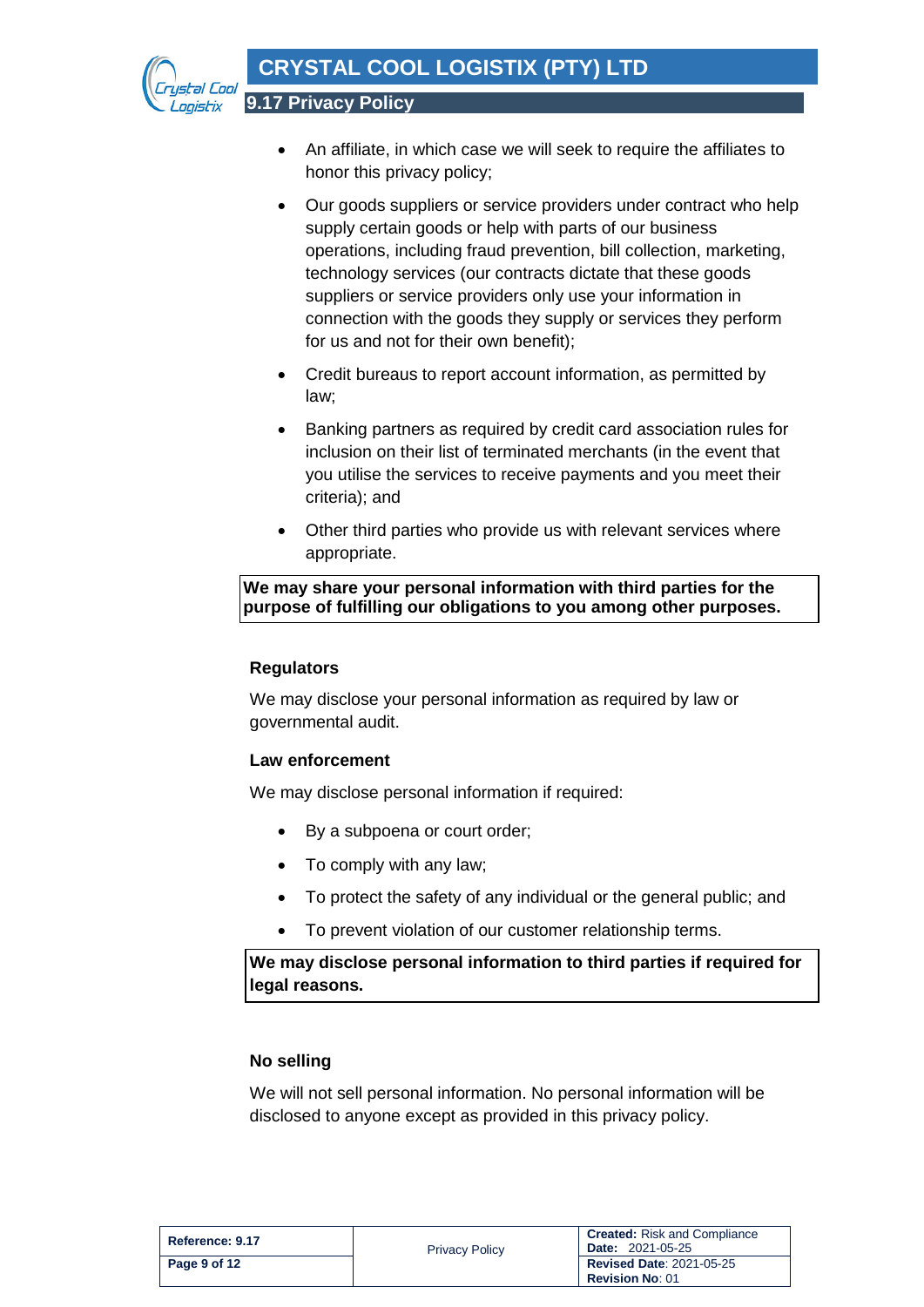- An affiliate, in which case we will seek to require the affiliates to honor this privacy policy;
- Our goods suppliers or service providers under contract who help supply certain goods or help with parts of our business operations, including fraud prevention, bill collection, marketing, technology services (our contracts dictate that these goods suppliers or service providers only use your information in connection with the goods they supply or services they perform for us and not for their own benefit);
- Credit bureaus to report account information, as permitted by law;
- Banking partners as required by credit card association rules for inclusion on their list of terminated merchants (in the event that you utilise the services to receive payments and you meet their criteria); and
- Other third parties who provide us with relevant services where appropriate.

**We may share your personal information with third parties for the purpose of fulfilling our obligations to you among other purposes.**

#### Regulators

We may disclose your personal information as required by law or governmental audit.

#### Law enforcement

We may disclose personal information if required:

- By a subpoena or court order;
- To comply with any law;
- To protect the safety of any individual or the general public; and
- To prevent violation of our customer relationship terms.

**We may disclose personal information to third parties if required for legal reasons.**

#### No selling

We will not sell personal information. No personal information will be disclosed to anyone except as provided in this privacy policy.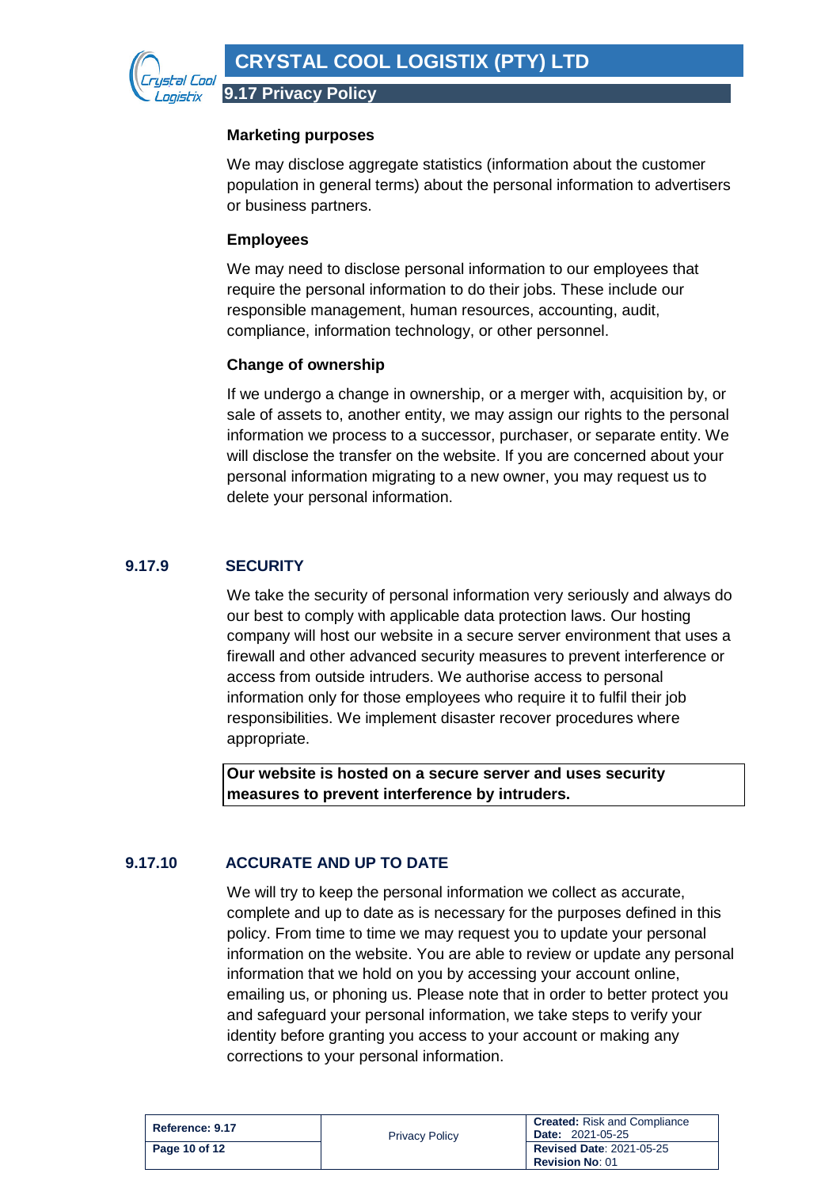**Marketing purposes**

We may disclose aggregate statistics (information about the customer population in general terms) about the personal information to advertisers or business partners.

**Employees**

We may need to disclose personal information to our employees that require the personal information to do their jobs. These include our responsible management, human resources, accounting, audit, compliance, information technology, or other personnel.

**Change of ownership**

If we undergo a change in ownership, or a merger with, acquisition by, or sale of assets to, another entity, we may assign our rights to the personal information we process to a successor, purchaser, or separate entity. We will disclose the transfer on the website. If you are concerned about your personal information migrating to a new owner, you may request us to delete your personal information.

## 9.17.9 SECURITY

We take the security of personal information very seriously and always do our best to comply with applicable data protection laws. Our hosting company will host our website in a secure server environment that uses a firewall and other advanced security measures to prevent interference or access from outside intruders. We authorise access to personal information only for those employees who require it to fulfil their job responsibilities. We implement disaster recover procedures where appropriate.

**Our website is hosted on a secure server and uses security measures to prevent interference by intruders.**

## 9.17.10 ACCURATE AND UP TO DATE

We will try to keep the personal information we collect as accurate, complete and up to date as is necessary for the purposes defined in this policy. From time to time we may request you to update your personal information on the website. You are able to review or update any personal information that we hold on you by accessing your account online, emailing us, or phoning us. Please note that in order to better protect you and safeguard your personal information, we take steps to verify your identity before granting you access to your account or making any corrections to your personal information.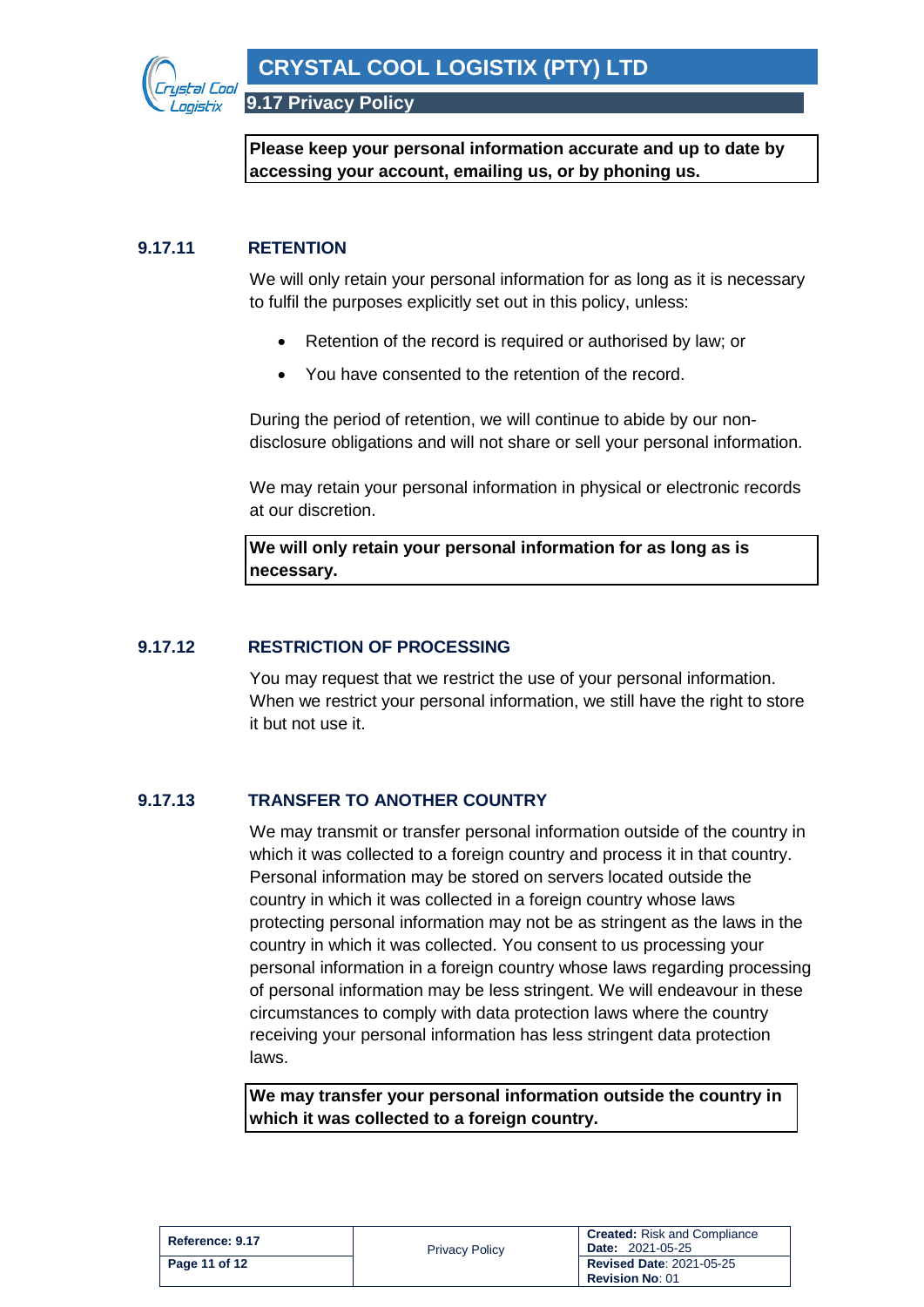**Please keep your personal information accurate and up to date by accessing your account, emailing us, or by phoning us.**

## 9.17.11 RETENTION

We will only retain your personal information for as long as it is necessary to fulfil the purposes explicitly set out in this policy, unless:

- Retention of the record is required or authorised by law; or
- You have consented to the retention of the record.

During the period of retention, we will continue to abide by our non-disclosure obligations and will not share or sell your personal information.

We may retain your personal information in physical or electronic records at our discretion.

**We will only retain your personal information for as long as is necessary.**

## 9.17.12 RESTRICTION OF PROCESSING

You may request that we restrict the use of your personal information. When we restrict your personal information, we still have the right to store it but not use it.

## 9.17.13 TRANSFER TO ANOTHER COUNTRY

We may transmit or transfer personal information outside of the country in which it was collected to a foreign country and process it in that country. Personal information may be stored on servers located outside the country in which it was collected in a foreign country whose laws protecting personal information may not be as stringent as the laws in the country in which it was collected. You consent to us processing your personal information in a foreign country whose laws regarding processing of personal information may be less stringent. We will endeavour in these circumstances to comply with data protection laws where the country receiving your personal information has less stringent data protection laws.

**We may transfer your personal information outside the country in which it was collected to a foreign country.**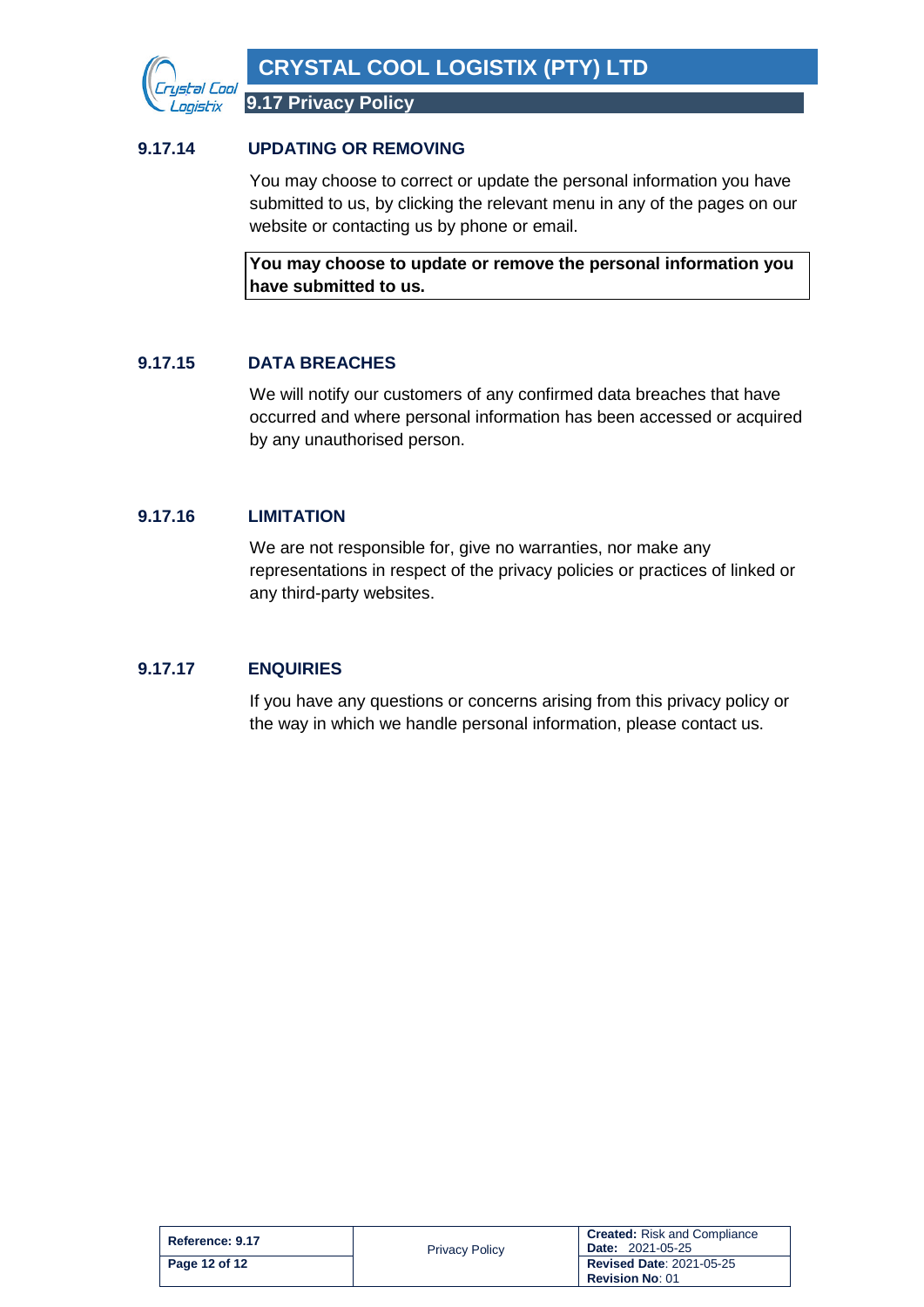### 9.17.14 UPDATING OR REMOVING

You may choose to correct or update the personal information you have submitted to us, by clicking the relevant menu in any of the pages on our website or contacting us by phone or email.

**You may choose to update or remove the personal information you have submitted to us.**

### 9.17.15 DATA BREACHES

We will notify our customers of any confirmed data breaches that have occurred and where personal information has been accessed or acquired by any unauthorised person.

### 9.17.16 LIMITATION

We are not responsible for, give no warranties, nor make any representations in respect of the privacy policies or practices of linked or any third-party websites.

### 9.17.17 ENQUIRIES

If you have any questions or concerns arising from this privacy policy or the way in which we handle personal information, please contact us.